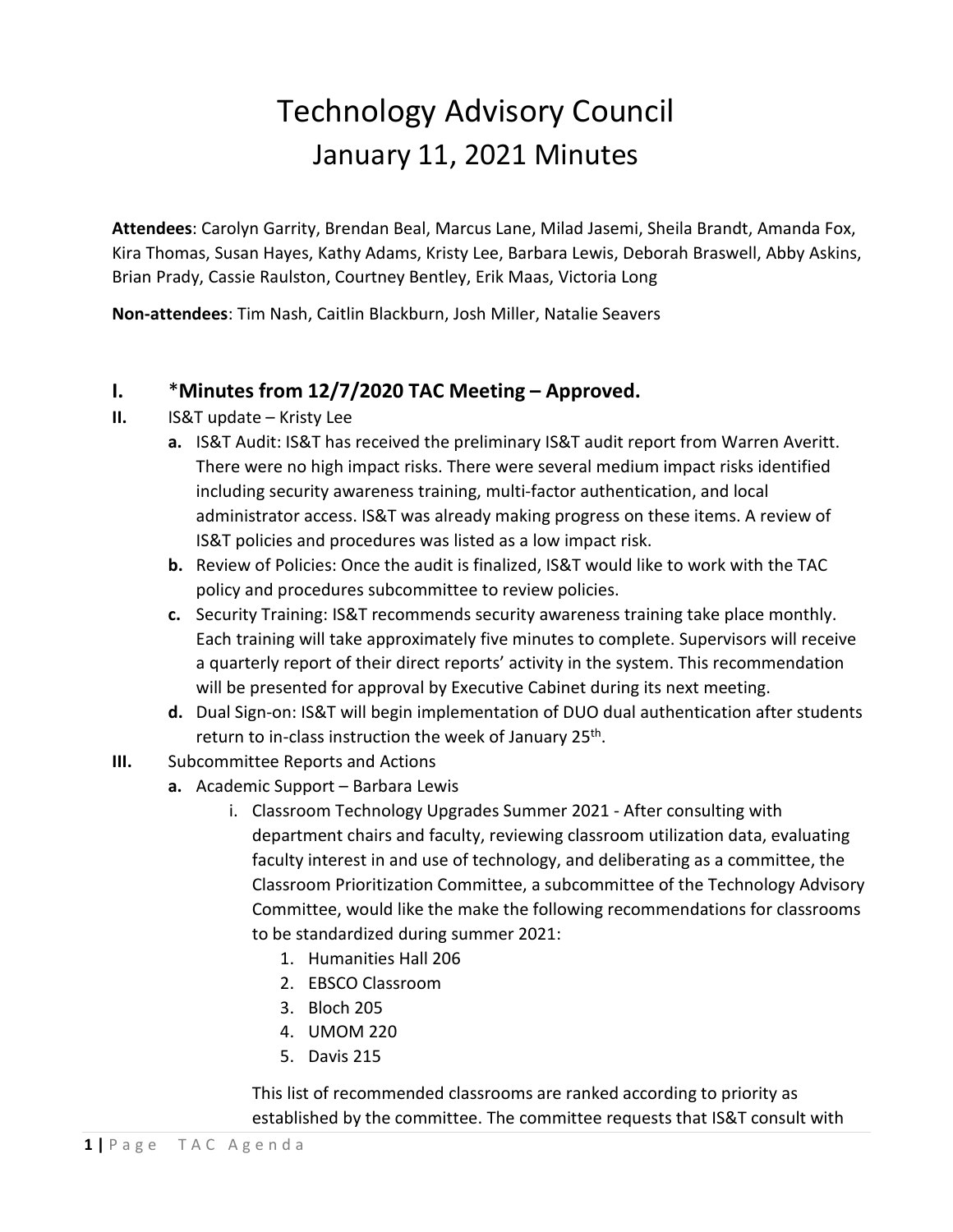# Technology Advisory Council
## January 11, 2021 Minutes

**Attendees**: Carolyn Garrity, Brendan Beal, Marcus Lane, Milad Jasemi, Sheila Brandt, Amanda Fox, Kira Thomas, Susan Hayes, Kathy Adams, Kristy Lee, Barbara Lewis, Deborah Braswell, Abby Askins, Brian Prady, Cassie Raulston, Courtney Bentley, Erik Maas, Victoria Long

**Non-attendees**: Tim Nash, Caitlin Blackburn, Josh Miller, Natalie Seavers

**I.** **\*Minutes from 12/7/2020 TAC Meeting – Approved.**

**II.** IS&T update – Kristy Lee

- **a.** IS&T Audit: IS&T has received the preliminary IS&T audit report from Warren Averitt. There were no high impact risks. There were several medium impact risks identified including security awareness training, multi-factor authentication, and local administrator access. IS&T was already making progress on these items. A review of IS&T policies and procedures was listed as a low impact risk.
- **b.** Review of Policies: Once the audit is finalized, IS&T would like to work with the TAC policy and procedures subcommittee to review policies.
- **c.** Security Training: IS&T recommends security awareness training take place monthly. Each training will take approximately five minutes to complete. Supervisors will receive a quarterly report of their direct reports' activity in the system. This recommendation will be presented for approval by Executive Cabinet during its next meeting.
- **d.** Dual Sign-on: IS&T will begin implementation of DUO dual authentication after students return to in-class instruction the week of January 25th.

**III.** Subcommittee Reports and Actions

- **a.** Academic Support – Barbara Lewis
  - i. Classroom Technology Upgrades Summer 2021 - After consulting with department chairs and faculty, reviewing classroom utilization data, evaluating faculty interest in and use of technology, and deliberating as a committee, the Classroom Prioritization Committee, a subcommittee of the Technology Advisory Committee, would like the make the following recommendations for classrooms to be standardized during summer 2021:
    1. Humanities Hall 206
    2. EBSCO Classroom
    3. Bloch 205
    4. UMOM 220
    5. Davis 215

    This list of recommended classrooms are ranked according to priority as established by the committee. The committee requests that IS&T consult with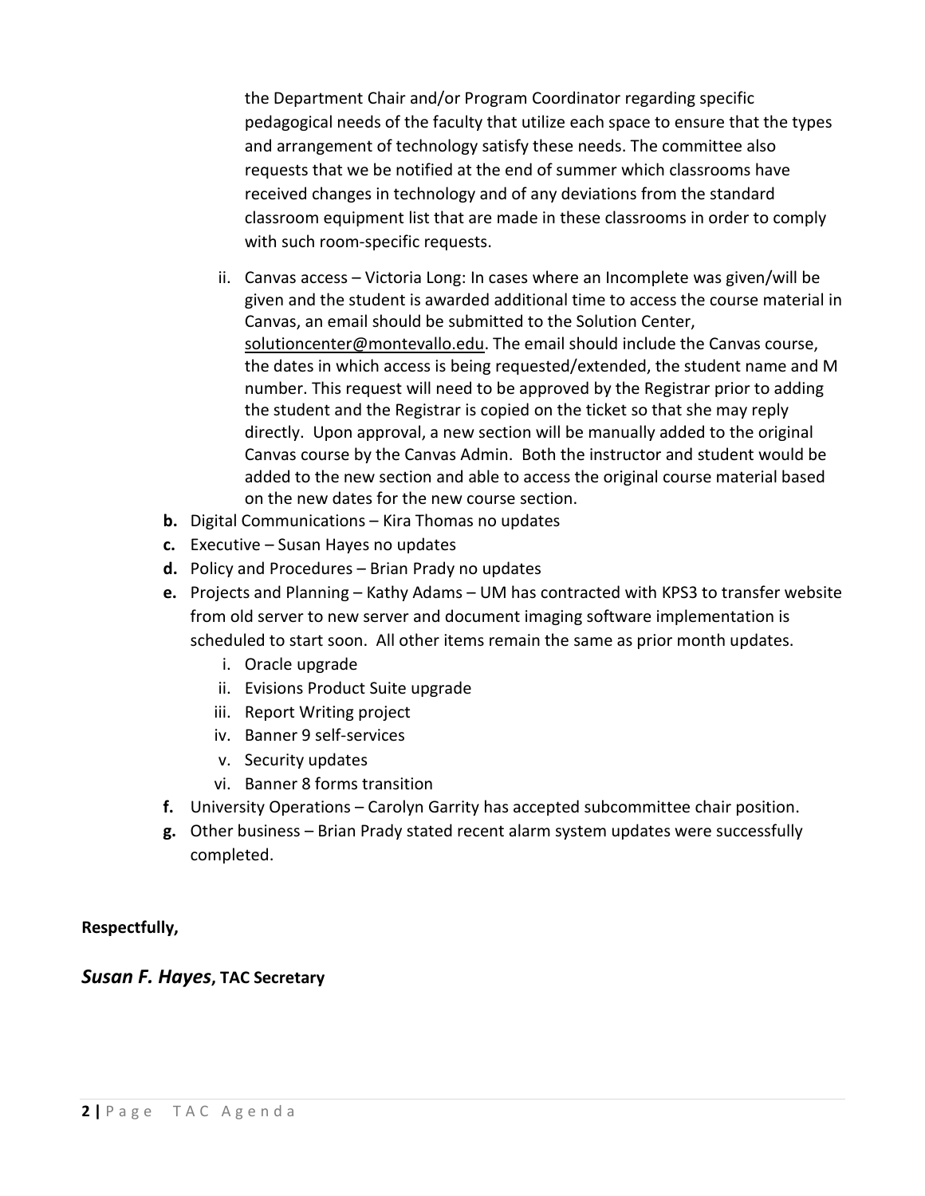the Department Chair and/or Program Coordinator regarding specific pedagogical needs of the faculty that utilize each space to ensure that the types and arrangement of technology satisfy these needs. The committee also requests that we be notified at the end of summer which classrooms have received changes in technology and of any deviations from the standard classroom equipment list that are made in these classrooms in order to comply with such room-specific requests.

    ii. Canvas access – Victoria Long: In cases where an Incomplete was given/will be given and the student is awarded additional time to access the course material in Canvas, an email should be submitted to the Solution Center, solutioncenter@montevallo.edu. The email should include the Canvas course, the dates in which access is being requested/extended, the student name and M number. This request will need to be approved by the Registrar prior to adding the student and the Registrar is copied on the ticket so that she may reply directly. Upon approval, a new section will be manually added to the original Canvas course by the Canvas Admin. Both the instructor and student would be added to the new section and able to access the original course material based on the new dates for the new course section.

**b.** Digital Communications – Kira Thomas no updates

**c.** Executive – Susan Hayes no updates

**d.** Policy and Procedures – Brian Prady no updates

**e.** Projects and Planning – Kathy Adams – UM has contracted with KPS3 to transfer website from old server to new server and document imaging software implementation is scheduled to start soon. All other items remain the same as prior month updates.

  i. Oracle upgrade
  ii. Evisions Product Suite upgrade
  iii. Report Writing project
  iv. Banner 9 self-services
  v. Security updates
  vi. Banner 8 forms transition

**f.** University Operations – Carolyn Garrity has accepted subcommittee chair position.

**g.** Other business – Brian Prady stated recent alarm system updates were successfully completed.

**Respectfully,**

***Susan F. Hayes*, TAC Secretary**